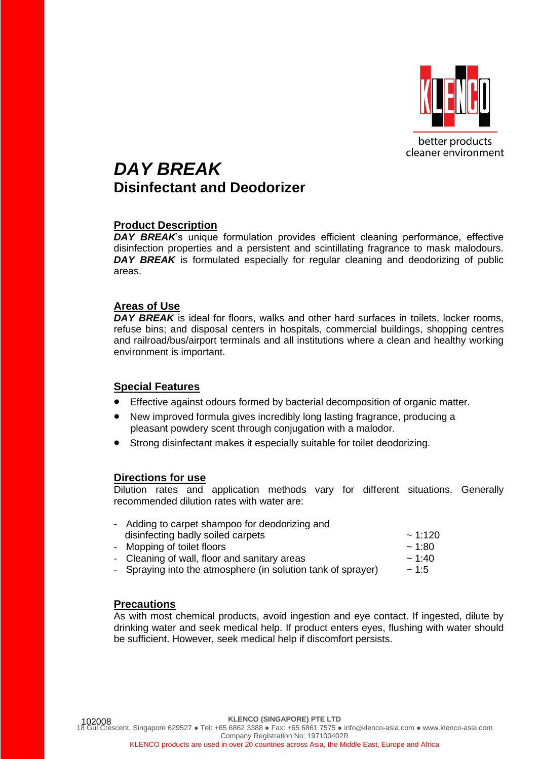better products
cleaner environment

# *DAY BREAK*
## Disinfectant and Deodorizer

### Product Description

***DAY BREAK***'s unique formulation provides efficient cleaning performance, effective disinfection properties and a persistent and scintillating fragrance to mask malodours. ***DAY BREAK*** is formulated especially for regular cleaning and deodorizing of public areas.

### Areas of Use

***DAY BREAK*** is ideal for floors, walks and other hard surfaces in toilets, locker rooms, refuse bins; and disposal centers in hospitals, commercial buildings, shopping centres and railroad/bus/airport terminals and all institutions where a clean and healthy working environment is important.

### Special Features

- Effective against odours formed by bacterial decomposition of organic matter.
- New improved formula gives incredibly long lasting fragrance, producing a pleasant powdery scent through conjugation with a malodor.
- Strong disinfectant makes it especially suitable for toilet deodorizing.

### Directions for use

Dilution rates and application methods vary for different situations. Generally recommended dilution rates with water are:

| | |
|---|---|
| - Adding to carpet shampoo for deodorizing and disinfecting badly soiled carpets | ~ 1:120 |
| - Mopping of toilet floors | ~ 1:80 |
| - Cleaning of wall, floor and sanitary areas | ~ 1:40 |
| - Spraying into the atmosphere (in solution tank of sprayer) | ~ 1:5 |

### Precautions

As with most chemical products, avoid ingestion and eye contact. If ingested, dilute by drinking water and seek medical help. If product enters eyes, flushing with water should be sufficient. However, seek medical help if discomfort persists.

102008

**KLENCO (SINGAPORE) PTE LTD**
18 Gul Crescent, Singapore 629527 ● Tel: +65 6862 3388 ● Fax: +65 6861 7575 ● info@klenco-asia.com ● www.klenco-asia.com
Company Registration No: 197100402R
KLENCO products are used in over 20 countries across Asia, the Middle East, Europe and Africa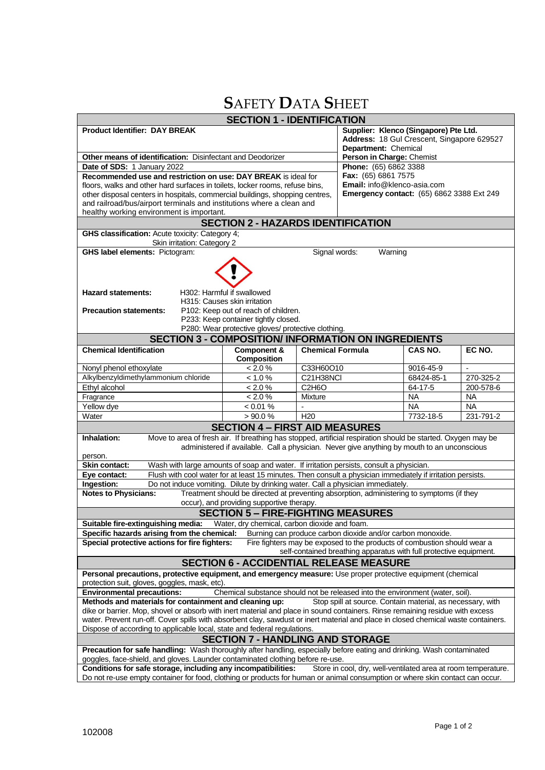# SAFETY DATA SHEET

## SECTION 1 - IDENTIFICATION

**Product Identifier: DAY BREAK**

**Supplier: Klenco (Singapore) Pte Ltd.**
**Address:** 18 Gul Crescent, Singapore 629527
**Department:** Chemical
**Person in Charge:** Chemist
**Phone:** (65) 6862 3388
**Fax:** (65) 6861 7575
**Email:** info@klenco-asia.com
**Emergency contact:** (65) 6862 3388 Ext 249

**Other means of identification:** Disinfectant and Deodorizer

**Date of SDS:** 1 January 2022

**Recommended use and restriction on use: DAY BREAK** is ideal for floors, walks and other hard surfaces in toilets, locker rooms, refuse bins, other disposal centers in hospitals, commercial buildings, shopping centres, and railroad/bus/airport terminals and institutions where a clean and healthy working environment is important.

## SECTION 2 - HAZARDS IDENTIFICATION

**GHS classification:** Acute toxicity: Category 4;
Skin irritation: Category 2

**GHS label elements:** Pictogram: (exclamation mark) Signal words: Warning

**Hazard statements:**
H302: Harmful if swallowed
H315: Causes skin irritation

**Precaution statements:**
P102: Keep out of reach of children.
P233: Keep container tightly closed.
P280: Wear protective gloves/ protective clothing.

## SECTION 3 - COMPOSITION/ INFORMATION ON INGREDIENTS

| Chemical Identification | Component & Composition | Chemical Formula | CAS NO. | EC NO. |
|---|---|---|---|---|
| Nonyl phenol ethoxylate | < 2.0 % | $C_{33}H_{60}O_{10}$ | 9016-45-9 | - |
| Alkylbenzyldimethylammonium chloride | < 1.0 % | $C_{21}H_{38}NCl$ | 68424-85-1 | 270-325-2 |
| Ethyl alcohol | < 2.0 % | $C_2H_6O$ | 64-17-5 | 200-578-6 |
| Fragrance | < 2.0 % | Mixture | NA | NA |
| Yellow dye | < 0.01 % | - | NA | NA |
| Water | > 90.0 % | $H_2O$ | 7732-18-5 | 231-791-2 |

## SECTION 4 – FIRST AID MEASURES

**Inhalation:** Move to area of fresh air. If breathing has stopped, artificial respiration should be started. Oxygen may be administered if available. Call a physician. Never give anything by mouth to an unconscious person.

**Skin contact:** Wash with large amounts of soap and water. If irritation persists, consult a physician.

**Eye contact:** Flush with cool water for at least 15 minutes. Then consult a physician immediately if irritation persists.

**Ingestion:** Do not induce vomiting. Dilute by drinking water. Call a physician immediately.

**Notes to Physicians:** Treatment should be directed at preventing absorption, administering to symptoms (if they occur), and providing supportive therapy.

## SECTION 5 – FIRE-FIGHTING MEASURES

**Suitable fire-extinguishing media:** Water, dry chemical, carbon dioxide and foam.

**Specific hazards arising from the chemical:** Burning can produce carbon dioxide and/or carbon monoxide.

**Special protective actions for fire fighters:** Fire fighters may be exposed to the products of combustion should wear a self-contained breathing apparatus with full protective equipment.

## SECTION 6 - ACCIDENTIAL RELEASE MEASURE

**Personal precautions, protective equipment, and emergency measure:** Use proper protective equipment (chemical protection suit, gloves, goggles, mask, etc).

**Environmental precautions:** Chemical substance should not be released into the environment (water, soil).

**Methods and materials for containment and cleaning up:** Stop spill at source. Contain material, as necessary, with dike or barrier. Mop, shovel or absorb with inert material and place in sound containers. Rinse remaining residue with excess water. Prevent run-off. Cover spills with absorbent clay, sawdust or inert material and place in closed chemical waste containers. Dispose of according to applicable local, state and federal regulations.

## SECTION 7 - HANDLING AND STORAGE

**Precaution for safe handling:** Wash thoroughly after handling, especially before eating and drinking. Wash contaminated goggles, face-shield, and gloves. Launder contaminated clothing before re-use.

**Conditions for safe storage, including any incompatibilities:** Store in cool, dry, well-ventilated area at room temperature. Do not re-use empty container for food, clothing or products for human or animal consumption or where skin contact can occur.

102008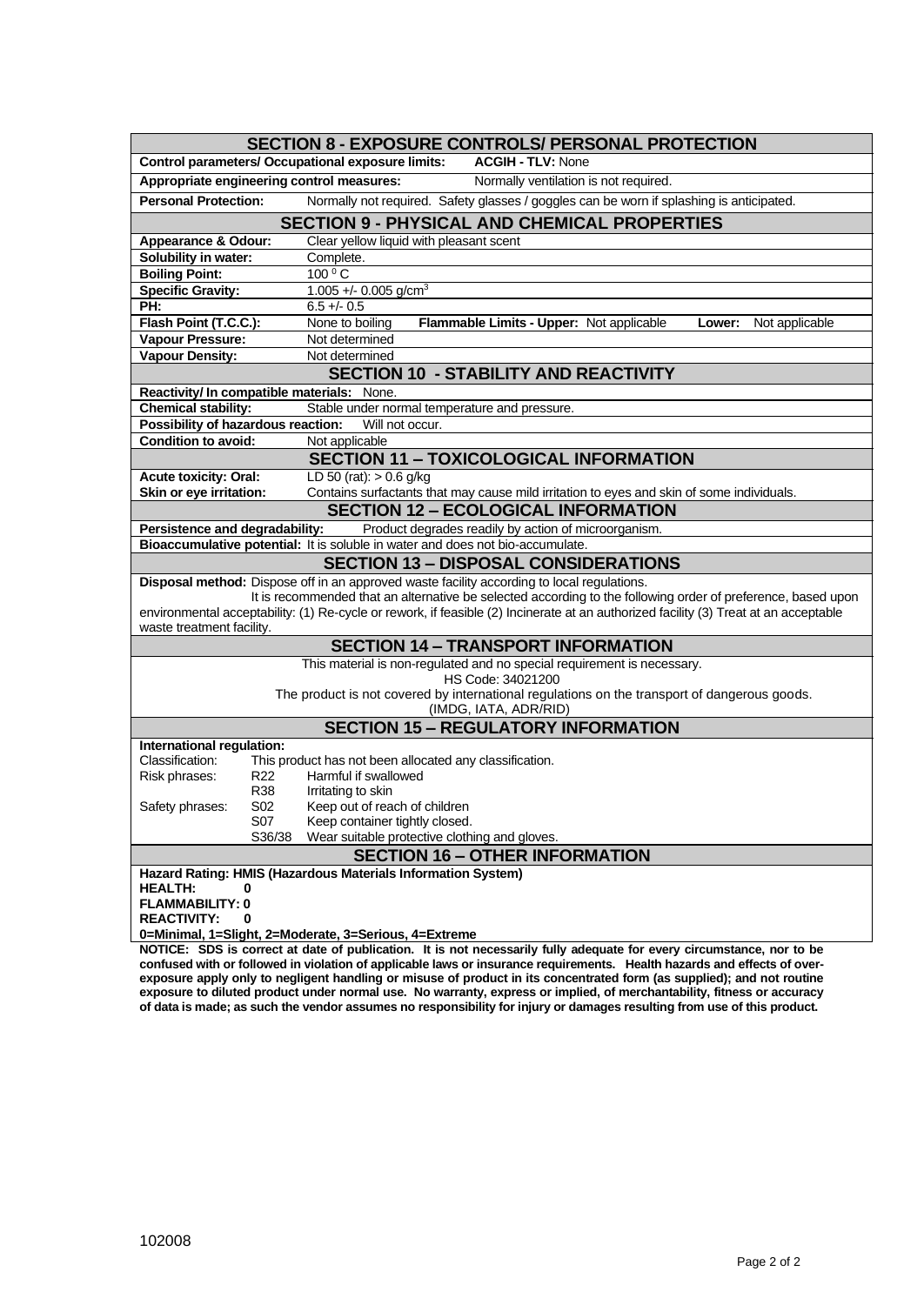## SECTION 8 - EXPOSURE CONTROLS/ PERSONAL PROTECTION

**Control parameters/ Occupational exposure limits:** **ACGIH - TLV:** None

**Appropriate engineering control measures:** Normally ventilation is not required.

**Personal Protection:** Normally not required. Safety glasses / goggles can be worn if splashing is anticipated.

## SECTION 9 - PHYSICAL AND CHEMICAL PROPERTIES

| | |
|---|---|
| **Appearance & Odour:** | Clear yellow liquid with pleasant scent |
| **Solubility in water:** | Complete. |
| **Boiling Point:** | $100\ ^0$C |
| **Specific Gravity:** | 1.005 +/- 0.005 g/cm$^3$ |
| **PH:** | 6.5 +/- 0.5 |
| **Flash Point (T.C.C.):** | None to boiling **Flammable Limits - Upper:** Not applicable **Lower:** Not applicable |
| **Vapour Pressure:** | Not determined |
| **Vapour Density:** | Not determined |

## SECTION 10 - STABILITY AND REACTIVITY

**Reactivity/ In compatible materials:** None.

**Chemical stability:** Stable under normal temperature and pressure.

**Possibility of hazardous reaction:** Will not occur.

**Condition to avoid:** Not applicable

## SECTION 11 – TOXICOLOGICAL INFORMATION

**Acute toxicity: Oral:** LD 50 (rat): > 0.6 g/kg

**Skin or eye irritation:** Contains surfactants that may cause mild irritation to eyes and skin of some individuals.

## SECTION 12 – ECOLOGICAL INFORMATION

**Persistence and degradability:** Product degrades readily by action of microorganism.

**Bioaccumulative potential:** It is soluble in water and does not bio-accumulate.

## SECTION 13 – DISPOSAL CONSIDERATIONS

**Disposal method:** Dispose off in an approved waste facility according to local regulations.
It is recommended that an alternative be selected according to the following order of preference, based upon environmental acceptability: (1) Re-cycle or rework, if feasible (2) Incinerate at an authorized facility (3) Treat at an acceptable waste treatment facility.

## SECTION 14 – TRANSPORT INFORMATION

This material is non-regulated and no special requirement is necessary.
HS Code: 34021200
The product is not covered by international regulations on the transport of dangerous goods.
(IMDG, IATA, ADR/RID)

## SECTION 15 – REGULATORY INFORMATION

**International regulation:**

Classification: This product has not been allocated any classification.

| | | |
|---|---|---|
| Risk phrases: | R22 | Harmful if swallowed |
| | R38 | Irritating to skin |
| Safety phrases: | S02 | Keep out of reach of children |
| | S07 | Keep container tightly closed. |
| | S36/38 | Wear suitable protective clothing and gloves. |

## SECTION 16 – OTHER INFORMATION

**Hazard Rating: HMIS (Hazardous Materials Information System)**

**HEALTH: 0**
**FLAMMABILITY: 0**
**REACTIVITY: 0**

**0=Minimal, 1=Slight, 2=Moderate, 3=Serious, 4=Extreme**

**NOTICE: SDS is correct at date of publication. It is not necessarily fully adequate for every circumstance, nor to be confused with or followed in violation of applicable laws or insurance requirements. Health hazards and effects of over-exposure apply only to negligent handling or misuse of product in its concentrated form (as supplied); and not routine exposure to diluted product under normal use. No warranty, express or implied, of merchantability, fitness or accuracy of data is made; as such the vendor assumes no responsibility for injury or damages resulting from use of this product.**

102008